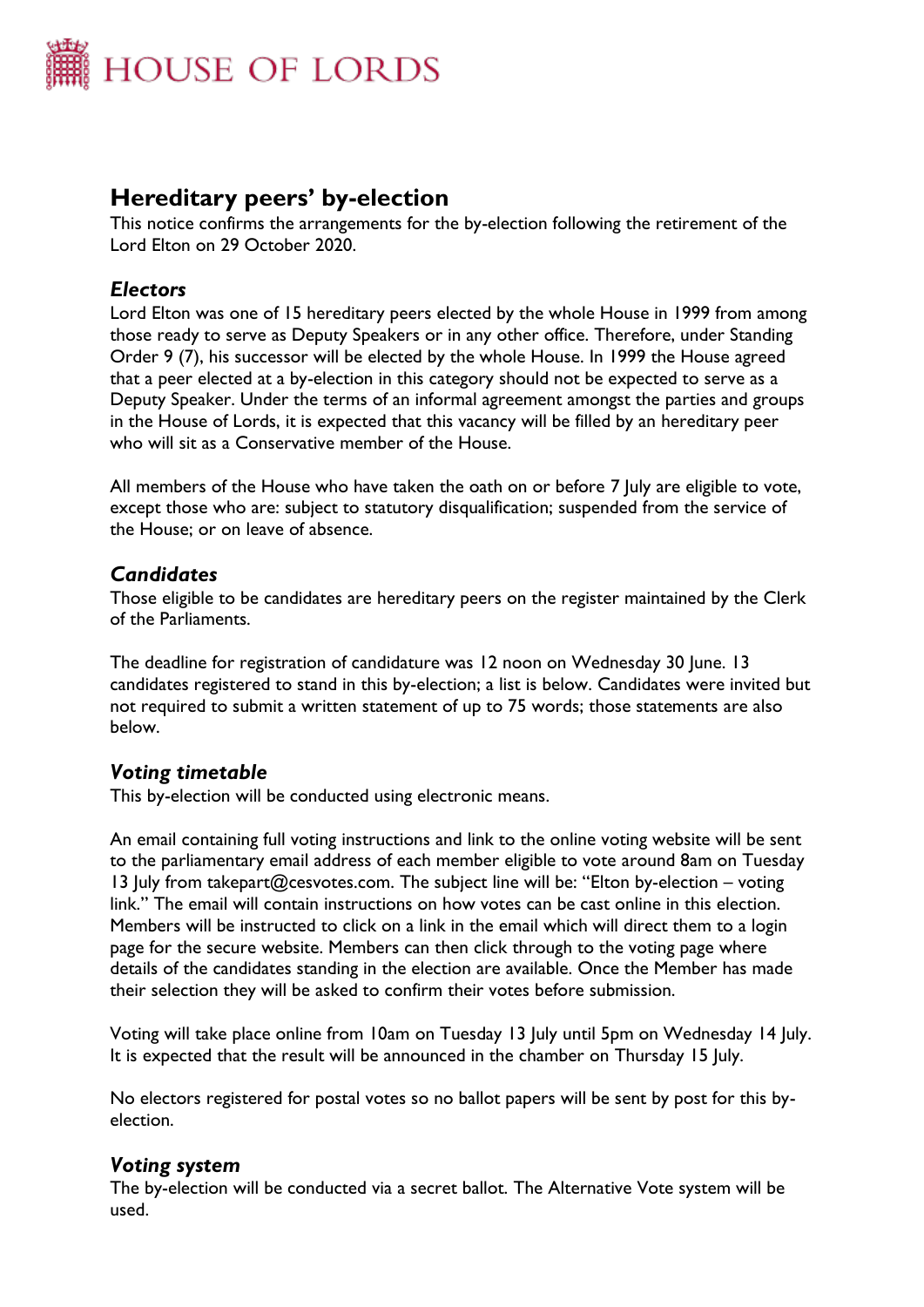# HOUSE OF LORDS

## Hereditary peers' by-election

This notice confirms the arrangements for the by-election following the retirement of the Lord Elton on 29 October 2020.

### *Electors*

Lord Elton was one of 15 hereditary peers elected by the whole House in 1999 from among those ready to serve as Deputy Speakers or in any other office. Therefore, under Standing Order 9 (7), his successor will be elected by the whole House. In 1999 the House agreed that a peer elected at a by-election in this category should not be expected to serve as a Deputy Speaker. Under the terms of an informal agreement amongst the parties and groups in the House of Lords, it is expected that this vacancy will be filled by an hereditary peer who will sit as a Conservative member of the House.

All members of the House who have taken the oath on or before 7 July are eligible to vote, except those who are: subject to statutory disqualification; suspended from the service of the House; or on leave of absence.

### *Candidates*

Those eligible to be candidates are hereditary peers on the register maintained by the Clerk of the Parliaments.

The deadline for registration of candidature was 12 noon on Wednesday 30 June. 13 candidates registered to stand in this by-election; a list is below. Candidates were invited but not required to submit a written statement of up to 75 words; those statements are also below.

### *Voting timetable*

This by-election will be conducted using electronic means.

An email containing full voting instructions and link to the online voting website will be sent to the parliamentary email address of each member eligible to vote around 8am on Tuesday 13 July from takepart@cesvotes.com. The subject line will be: "Elton by-election – voting link." The email will contain instructions on how votes can be cast online in this election. Members will be instructed to click on a link in the email which will direct them to a login page for the secure website. Members can then click through to the voting page where details of the candidates standing in the election are available. Once the Member has made their selection they will be asked to confirm their votes before submission.

Voting will take place online from 10am on Tuesday 13 July until 5pm on Wednesday 14 July. It is expected that the result will be announced in the chamber on Thursday 15 July.

No electors registered for postal votes so no ballot papers will be sent by post for this by-election.

### *Voting system*

The by-election will be conducted via a secret ballot. The Alternative Vote system will be used.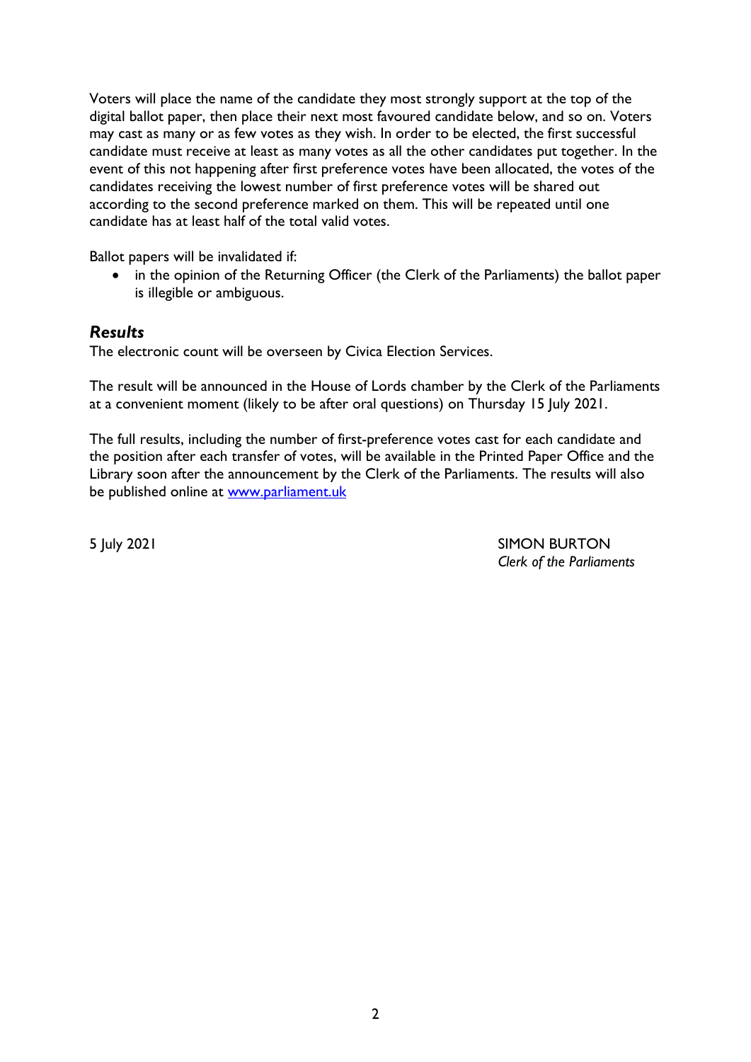Voters will place the name of the candidate they most strongly support at the top of the digital ballot paper, then place their next most favoured candidate below, and so on. Voters may cast as many or as few votes as they wish. In order to be elected, the first successful candidate must receive at least as many votes as all the other candidates put together. In the event of this not happening after first preference votes have been allocated, the votes of the candidates receiving the lowest number of first preference votes will be shared out according to the second preference marked on them. This will be repeated until one candidate has at least half of the total valid votes.

Ballot papers will be invalidated if:

- in the opinion of the Returning Officer (the Clerk of the Parliaments) the ballot paper is illegible or ambiguous.

### *Results*

The electronic count will be overseen by Civica Election Services.

The result will be announced in the House of Lords chamber by the Clerk of the Parliaments at a convenient moment (likely to be after oral questions) on Thursday 15 July 2021.

The full results, including the number of first-preference votes cast for each candidate and the position after each transfer of votes, will be available in the Printed Paper Office and the Library soon after the announcement by the Clerk of the Parliaments. The results will also be published online at [www.parliament.uk](http://www.parliament.uk)

5 July 2021

SIMON BURTON
*Clerk of the Parliaments*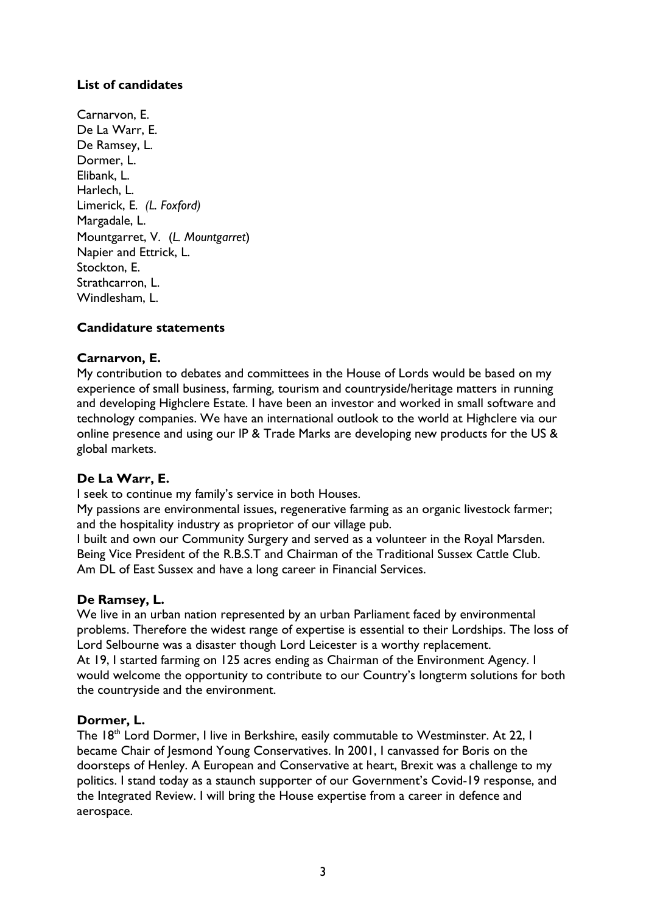**List of candidates**

Carnarvon, E.
De La Warr, E.
De Ramsey, L.
Dormer, L.
Elibank, L.
Harlech, L.
Limerick, E. *(L. Foxford)*
Margadale, L.
Mountgarret, V. (*L. Mountgarret*)
Napier and Ettrick, L.
Stockton, E.
Strathcarron, L.
Windlesham, L.

**Candidature statements**

**Carnarvon, E.**
My contribution to debates and committees in the House of Lords would be based on my experience of small business, farming, tourism and countryside/heritage matters in running and developing Highclere Estate. I have been an investor and worked in small software and technology companies. We have an international outlook to the world at Highclere via our online presence and using our IP & Trade Marks are developing new products for the US & global markets.

**De La Warr, E.**
I seek to continue my family's service in both Houses.
My passions are environmental issues, regenerative farming as an organic livestock farmer; and the hospitality industry as proprietor of our village pub.
I built and own our Community Surgery and served as a volunteer in the Royal Marsden. Being Vice President of the R.B.S.T and Chairman of the Traditional Sussex Cattle Club. Am DL of East Sussex and have a long career in Financial Services.

**De Ramsey, L.**
We live in an urban nation represented by an urban Parliament faced by environmental problems. Therefore the widest range of expertise is essential to their Lordships. The loss of Lord Selbourne was a disaster though Lord Leicester is a worthy replacement.
At 19, I started farming on 125 acres ending as Chairman of the Environment Agency. I would welcome the opportunity to contribute to our Country's longterm solutions for both the countryside and the environment.

**Dormer, L.**
The 18th Lord Dormer, I live in Berkshire, easily commutable to Westminster. At 22, I became Chair of Jesmond Young Conservatives. In 2001, I canvassed for Boris on the doorsteps of Henley. A European and Conservative at heart, Brexit was a challenge to my politics. I stand today as a staunch supporter of our Government's Covid-19 response, and the Integrated Review. I will bring the House expertise from a career in defence and aerospace.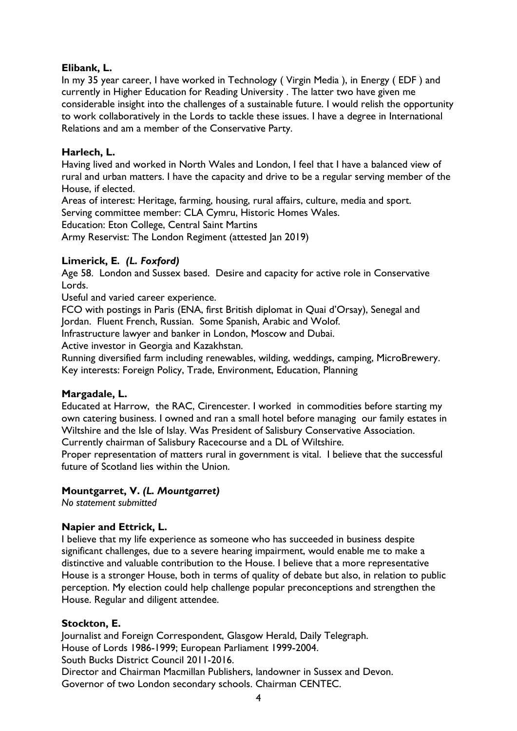**Elibank, L.**

In my 35 year career, I have worked in Technology ( Virgin Media ), in Energy ( EDF ) and currently in Higher Education for Reading University . The latter two have given me considerable insight into the challenges of a sustainable future. I would relish the opportunity to work collaboratively in the Lords to tackle these issues. I have a degree in International Relations and am a member of the Conservative Party.

**Harlech, L.**

Having lived and worked in North Wales and London, I feel that I have a balanced view of rural and urban matters. I have the capacity and drive to be a regular serving member of the House, if elected.

Areas of interest: Heritage, farming, housing, rural affairs, culture, media and sport.

Serving committee member: CLA Cymru, Historic Homes Wales.

Education: Eton College, Central Saint Martins

Army Reservist: The London Regiment (attested Jan 2019)

**Limerick, E.** ***(L. Foxford)***

Age 58. London and Sussex based. Desire and capacity for active role in Conservative Lords.

Useful and varied career experience.

FCO with postings in Paris (ENA, first British diplomat in Quai d'Orsay), Senegal and Jordan. Fluent French, Russian. Some Spanish, Arabic and Wolof.

Infrastructure lawyer and banker in London, Moscow and Dubai.

Active investor in Georgia and Kazakhstan.

Running diversified farm including renewables, wilding, weddings, camping, MicroBrewery.

Key interests: Foreign Policy, Trade, Environment, Education, Planning

**Margadale, L.**

Educated at Harrow, the RAC, Cirencester. I worked in commodities before starting my own catering business. I owned and ran a small hotel before managing our family estates in Wiltshire and the Isle of Islay. Was President of Salisbury Conservative Association. Currently chairman of Salisbury Racecourse and a DL of Wiltshire.

Proper representation of matters rural in government is vital. I believe that the successful future of Scotland lies within the Union.

**Mountgarret, V.** ***(L. Mountgarret)***

*No statement submitted*

**Napier and Ettrick, L.**

I believe that my life experience as someone who has succeeded in business despite significant challenges, due to a severe hearing impairment, would enable me to make a distinctive and valuable contribution to the House. I believe that a more representative House is a stronger House, both in terms of quality of debate but also, in relation to public perception. My election could help challenge popular preconceptions and strengthen the House. Regular and diligent attendee.

**Stockton, E.**

Journalist and Foreign Correspondent, Glasgow Herald, Daily Telegraph.

House of Lords 1986-1999; European Parliament 1999-2004.

South Bucks District Council 2011-2016.

Director and Chairman Macmillan Publishers, landowner in Sussex and Devon.

Governor of two London secondary schools. Chairman CENTEC.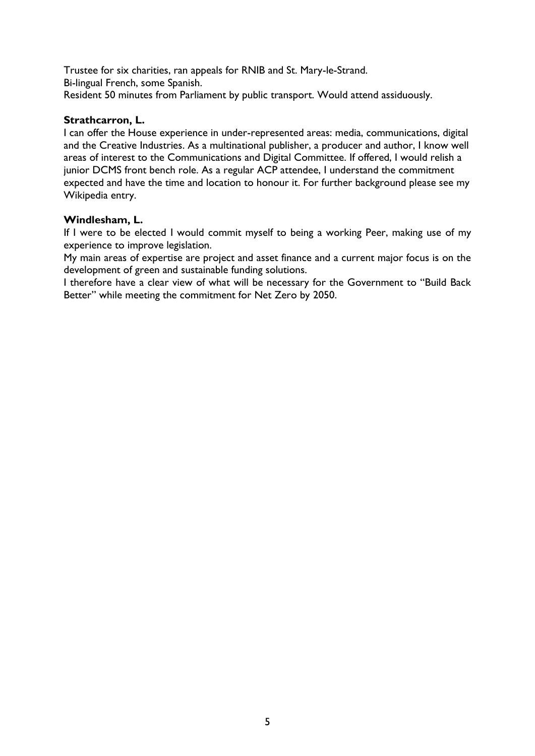Trustee for six charities, ran appeals for RNIB and St. Mary-le-Strand.
Bi-lingual French, some Spanish.
Resident 50 minutes from Parliament by public transport. Would attend assiduously.

**Strathcarron, L.**

I can offer the House experience in under-represented areas: media, communications, digital and the Creative Industries. As a multinational publisher, a producer and author, I know well areas of interest to the Communications and Digital Committee. If offered, I would relish a junior DCMS front bench role. As a regular ACP attendee, I understand the commitment expected and have the time and location to honour it. For further background please see my Wikipedia entry.

**Windlesham, L.**

If I were to be elected I would commit myself to being a working Peer, making use of my experience to improve legislation.
My main areas of expertise are project and asset finance and a current major focus is on the development of green and sustainable funding solutions.
I therefore have a clear view of what will be necessary for the Government to "Build Back Better" while meeting the commitment for Net Zero by 2050.